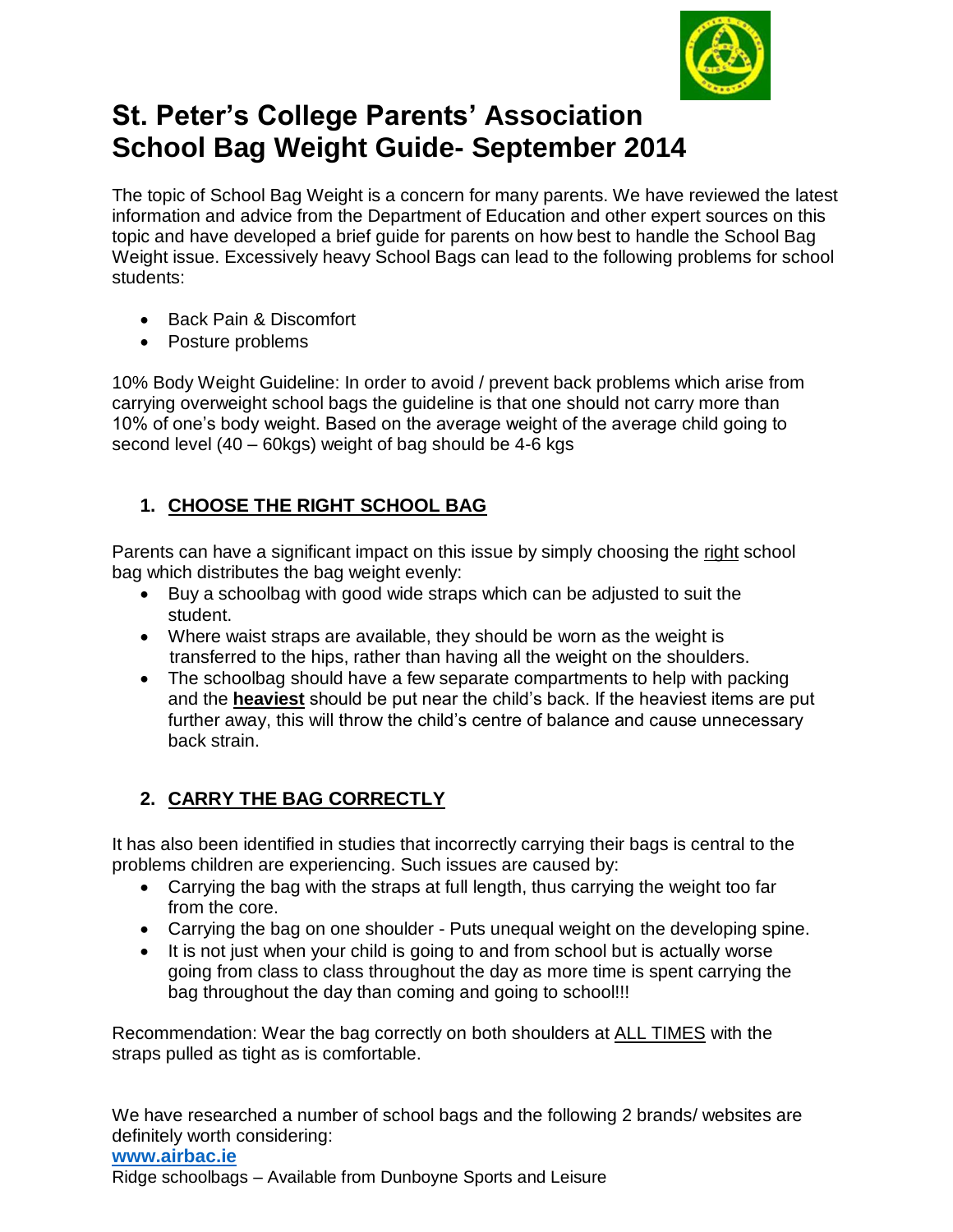# St. Peter's College Parents' Association School Bag Weight Guide- September 2014

The topic of School Bag Weight is a concern for many parents. We have reviewed the latest information and advice from the Department of Education and other expert sources on this topic and have developed a brief guide for parents on how best to handle the School Bag Weight issue. Excessively heavy School Bags can lead to the following problems for school students:

- Back Pain & Discomfort
- Posture problems

10% Body Weight Guideline: In order to avoid / prevent back problems which arise from carrying overweight school bags the guideline is that one should not carry more than 10% of one's body weight. Based on the average weight of the average child going to second level (40 – 60kgs) weight of bag should be 4-6 kgs

## 1. CHOOSE THE RIGHT SCHOOL BAG

Parents can have a significant impact on this issue by simply choosing the right school bag which distributes the bag weight evenly:

- Buy a schoolbag with good wide straps which can be adjusted to suit the student.
- Where waist straps are available, they should be worn as the weight is transferred to the hips, rather than having all the weight on the shoulders.
- The schoolbag should have a few separate compartments to help with packing and the **heaviest** should be put near the child's back. If the heaviest items are put further away, this will throw the child's centre of balance and cause unnecessary back strain.

## 2. CARRY THE BAG CORRECTLY

It has also been identified in studies that incorrectly carrying their bags is central to the problems children are experiencing. Such issues are caused by:

- Carrying the bag with the straps at full length, thus carrying the weight too far from the core.
- Carrying the bag on one shoulder - Puts unequal weight on the developing spine.
- It is not just when your child is going to and from school but is actually worse going from class to class throughout the day as more time is spent carrying the bag throughout the day than coming and going to school!!!

Recommendation: Wear the bag correctly on both shoulders at ALL TIMES with the straps pulled as tight as is comfortable.

We have researched a number of school bags and the following 2 brands/ websites are definitely worth considering:

**www.airbac.ie**

Ridge schoolbags – Available from Dunboyne Sports and Leisure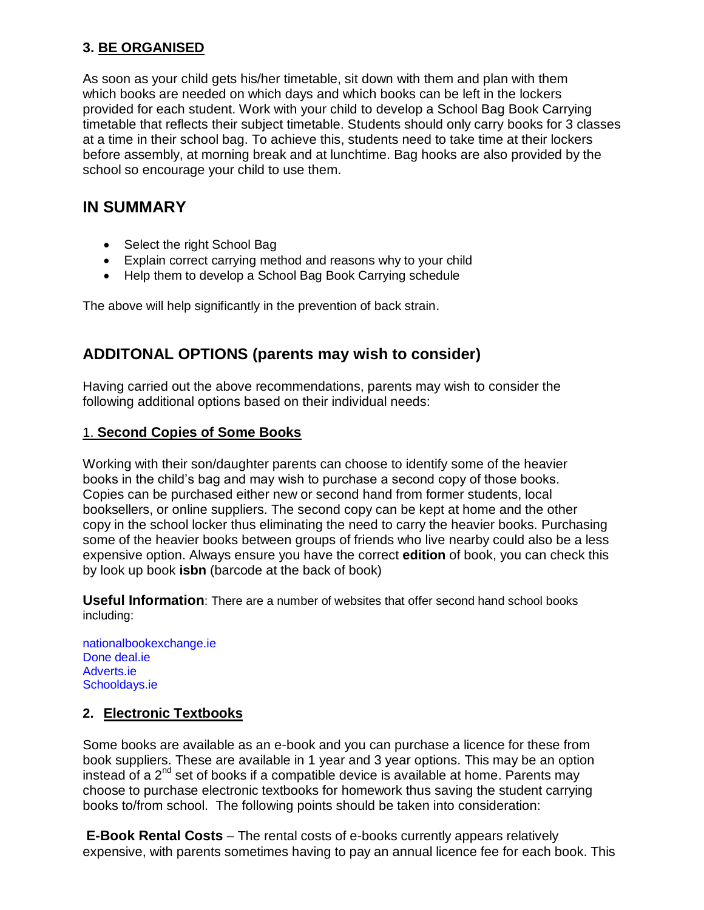### 3. BE ORGANISED

As soon as your child gets his/her timetable, sit down with them and plan with them which books are needed on which days and which books can be left in the lockers provided for each student. Work with your child to develop a School Bag Book Carrying timetable that reflects their subject timetable. Students should only carry books for 3 classes at a time in their school bag. To achieve this, students need to take time at their lockers before assembly, at morning break and at lunchtime. Bag hooks are also provided by the school so encourage your child to use them.

## IN SUMMARY

- Select the right School Bag
- Explain correct carrying method and reasons why to your child
- Help them to develop a School Bag Book Carrying schedule

The above will help significantly in the prevention of back strain.

## ADDITONAL OPTIONS (parents may wish to consider)

Having carried out the above recommendations, parents may wish to consider the following additional options based on their individual needs:

### 1. Second Copies of Some Books

Working with their son/daughter parents can choose to identify some of the heavier books in the child's bag and may wish to purchase a second copy of those books. Copies can be purchased either new or second hand from former students, local booksellers, or online suppliers. The second copy can be kept at home and the other copy in the school locker thus eliminating the need to carry the heavier books. Purchasing some of the heavier books between groups of friends who live nearby could also be a less expensive option. Always ensure you have the correct **edition** of book, you can check this by look up book **isbn** (barcode at the back of book)

**Useful Information**: There are a number of websites that offer second hand school books including:

nationalbookexchange.ie
Done deal.ie
Adverts.ie
Schooldays.ie

### 2. Electronic Textbooks

Some books are available as an e-book and you can purchase a licence for these from book suppliers. These are available in 1 year and 3 year options. This may be an option instead of a 2nd set of books if a compatible device is available at home. Parents may choose to purchase electronic textbooks for homework thus saving the student carrying books to/from school. The following points should be taken into consideration:

**E-Book Rental Costs** – The rental costs of e-books currently appears relatively expensive, with parents sometimes having to pay an annual licence fee for each book. This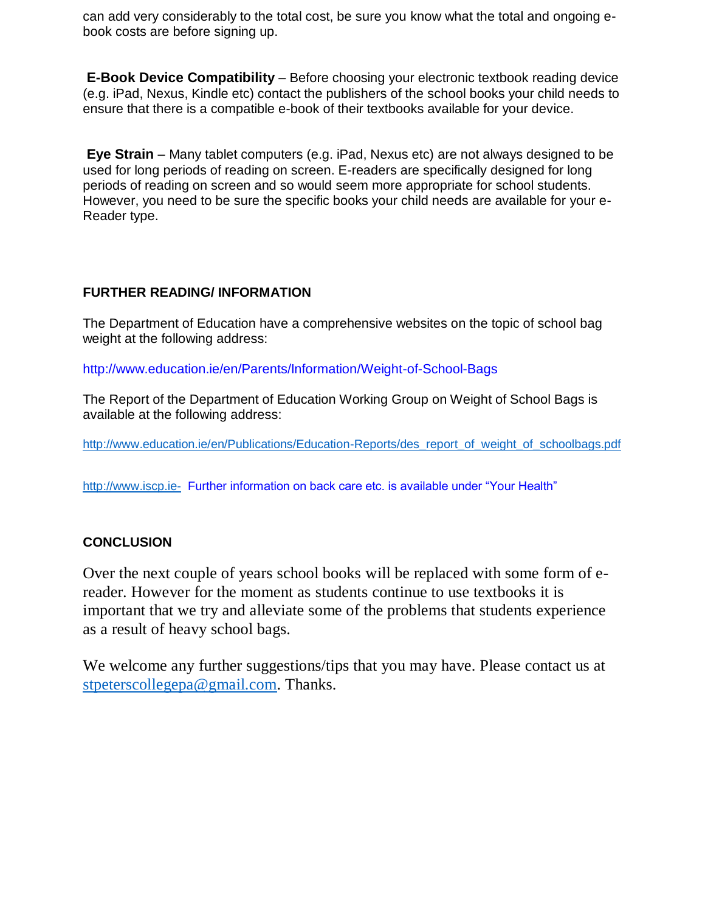can add very considerably to the total cost, be sure you know what the total and ongoing e-book costs are before signing up.

**E-Book Device Compatibility** – Before choosing your electronic textbook reading device (e.g. iPad, Nexus, Kindle etc) contact the publishers of the school books your child needs to ensure that there is a compatible e-book of their textbooks available for your device.

**Eye Strain** – Many tablet computers (e.g. iPad, Nexus etc) are not always designed to be used for long periods of reading on screen. E-readers are specifically designed for long periods of reading on screen and so would seem more appropriate for school students. However, you need to be sure the specific books your child needs are available for your e-Reader type.

## FURTHER READING/ INFORMATION

The Department of Education have a comprehensive websites on the topic of school bag weight at the following address:

http://www.education.ie/en/Parents/Information/Weight-of-School-Bags

The Report of the Department of Education Working Group on Weight of School Bags is available at the following address:

http://www.education.ie/en/Publications/Education-Reports/des_report_of_weight_of_schoolbags.pdf

http://www.iscp.ie- Further information on back care etc. is available under "Your Health"

## CONCLUSION

Over the next couple of years school books will be replaced with some form of e-reader. However for the moment as students continue to use textbooks it is important that we try and alleviate some of the problems that students experience as a result of heavy school bags.

We welcome any further suggestions/tips that you may have. Please contact us at stpeterscollegepa@gmail.com. Thanks.